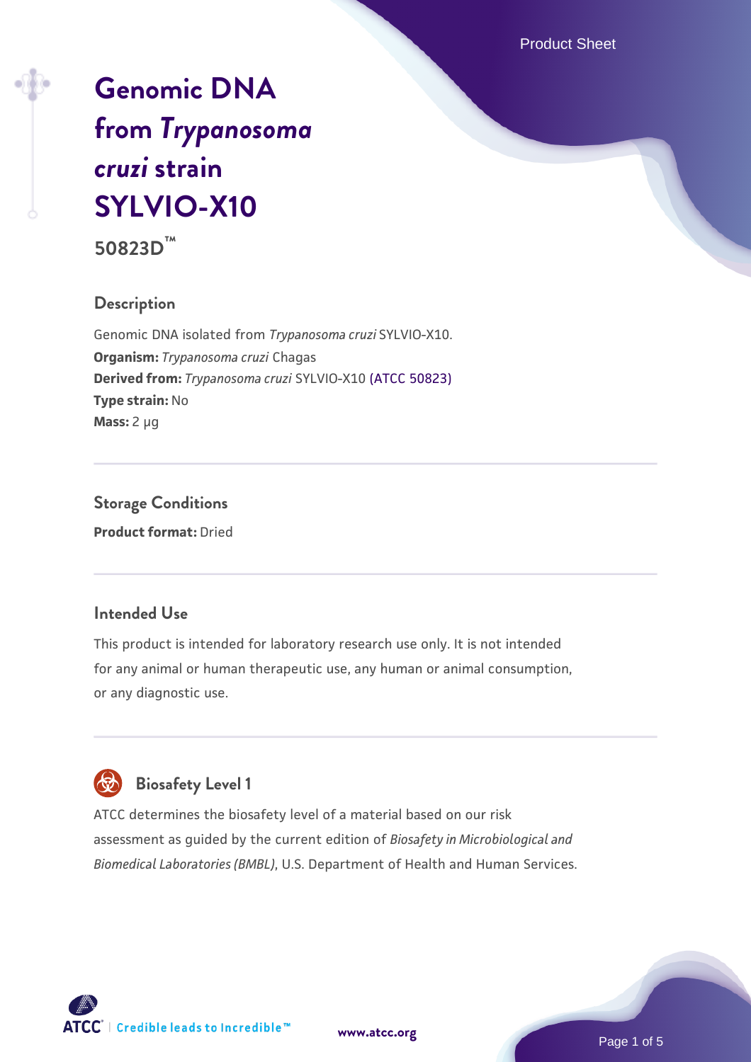# Genomic DNA from *Trypanosoma cruzi* strain SYLVIO-X10

**50823D™**

## Description

Genomic DNA isolated from *Trypanosoma cruzi* SYLVIO-X10.
**Organism:** *Trypanosoma cruzi* Chagas
**Derived from:** *Trypanosoma cruzi* SYLVIO-X10 (ATCC 50823)
**Type strain:** No
**Mass:** 2 µg

## Storage Conditions

**Product format:** Dried

## Intended Use

This product is intended for laboratory research use only. It is not intended for any animal or human therapeutic use, any human or animal consumption, or any diagnostic use.

## Biosafety Level 1

ATCC determines the biosafety level of a material based on our risk assessment as guided by the current edition of *Biosafety in Microbiological and Biomedical Laboratories (BMBL)*, U.S. Department of Health and Human Services.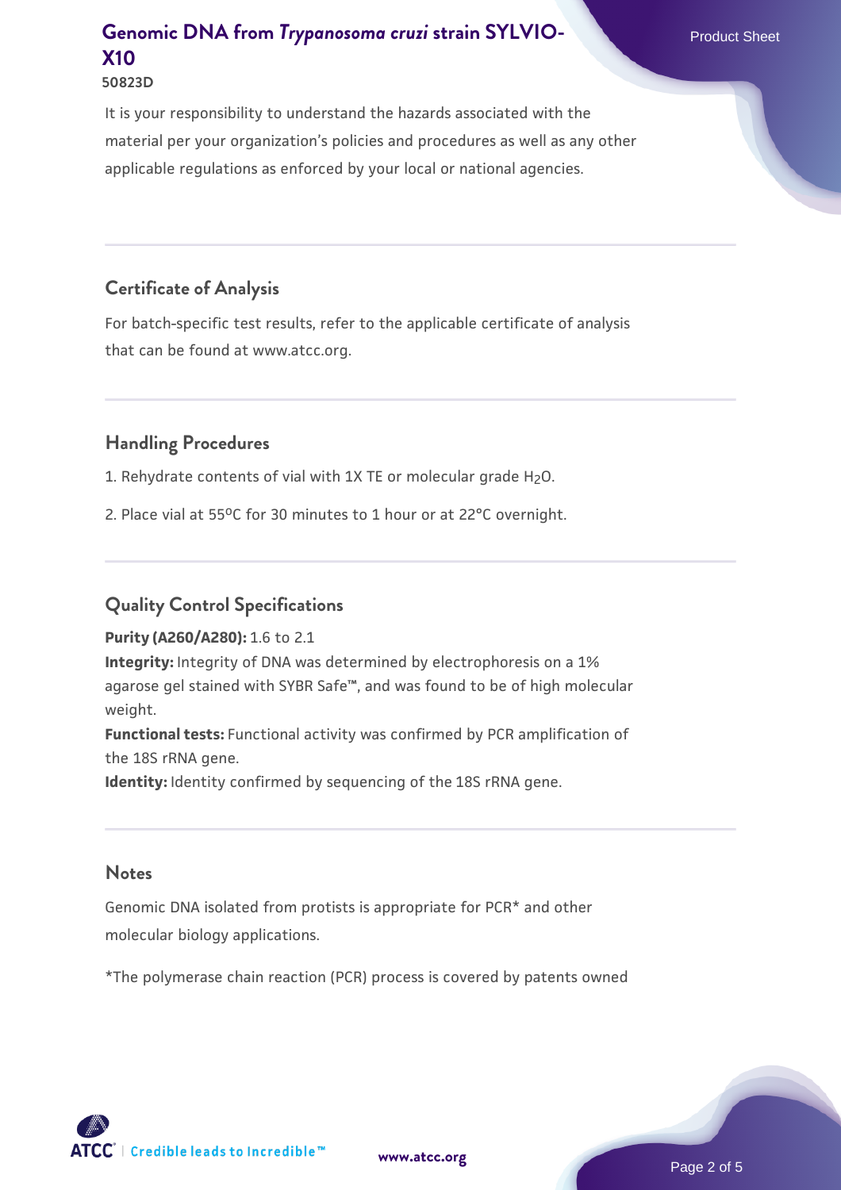It is your responsibility to understand the hazards associated with the material per your organization's policies and procedures as well as any other applicable regulations as enforced by your local or national agencies.

## Certificate of Analysis

For batch-specific test results, refer to the applicable certificate of analysis that can be found at www.atcc.org.

## Handling Procedures

1. Rehydrate contents of vial with 1X TE or molecular grade $H_2O$.
2. Place vial at 55ºC for 30 minutes to 1 hour or at 22°C overnight.

## Quality Control Specifications

**Purity (A260/A280):** 1.6 to 2.1
**Integrity:** Integrity of DNA was determined by electrophoresis on a 1% agarose gel stained with SYBR Safe™, and was found to be of high molecular weight.
**Functional tests:** Functional activity was confirmed by PCR amplification of the 18S rRNA gene.
**Identity:** Identity confirmed by sequencing of the 18S rRNA gene.

## Notes

Genomic DNA isolated from protists is appropriate for PCR* and other molecular biology applications.

*The polymerase chain reaction (PCR) process is covered by patents owned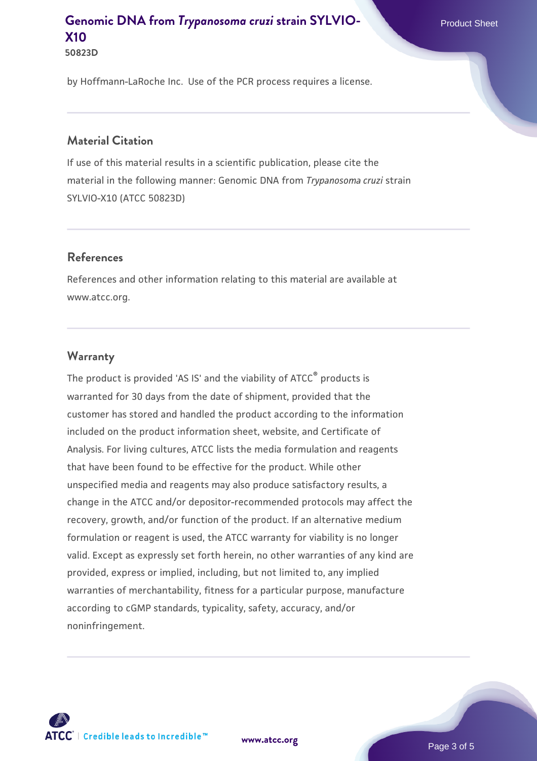by Hoffmann-LaRoche Inc. Use of the PCR process requires a license.

## Material Citation

If use of this material results in a scientific publication, please cite the material in the following manner: Genomic DNA from *Trypanosoma cruzi* strain SYLVIO-X10 (ATCC 50823D)

## References

References and other information relating to this material are available at www.atcc.org.

## Warranty

The product is provided 'AS IS' and the viability of ATCC® products is warranted for 30 days from the date of shipment, provided that the customer has stored and handled the product according to the information included on the product information sheet, website, and Certificate of Analysis. For living cultures, ATCC lists the media formulation and reagents that have been found to be effective for the product. While other unspecified media and reagents may also produce satisfactory results, a change in the ATCC and/or depositor-recommended protocols may affect the recovery, growth, and/or function of the product. If an alternative medium formulation or reagent is used, the ATCC warranty for viability is no longer valid. Except as expressly set forth herein, no other warranties of any kind are provided, express or implied, including, but not limited to, any implied warranties of merchantability, fitness for a particular purpose, manufacture according to cGMP standards, typicality, safety, accuracy, and/or noninfringement.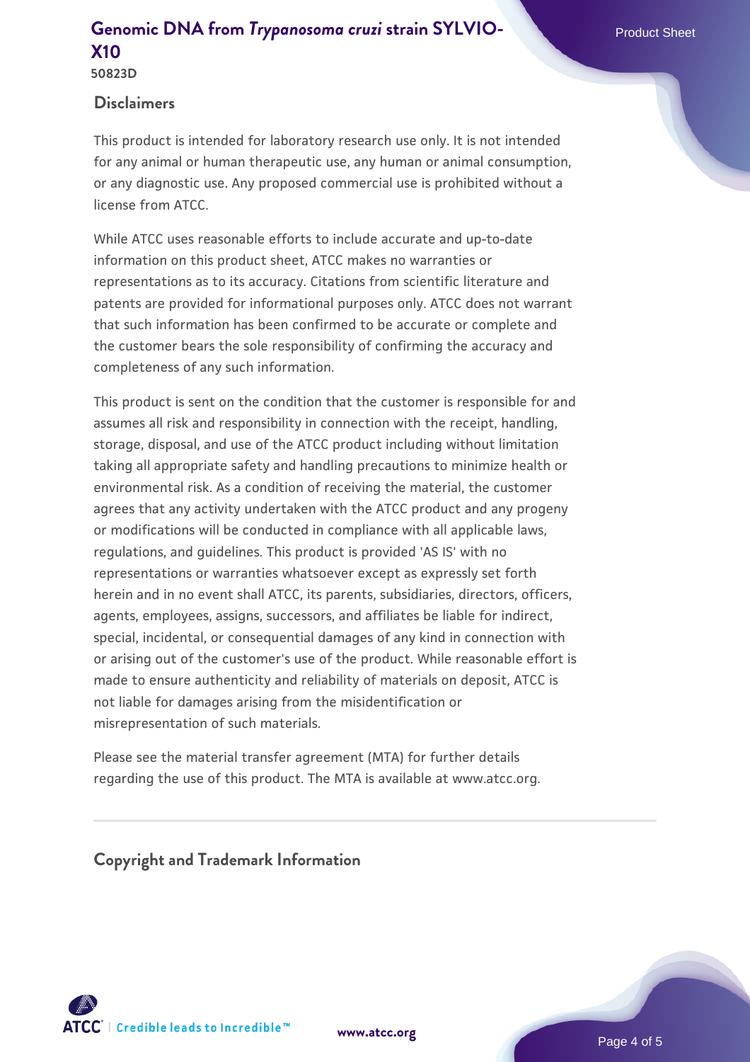## Disclaimers

This product is intended for laboratory research use only. It is not intended for any animal or human therapeutic use, any human or animal consumption, or any diagnostic use. Any proposed commercial use is prohibited without a license from ATCC.

While ATCC uses reasonable efforts to include accurate and up-to-date information on this product sheet, ATCC makes no warranties or representations as to its accuracy. Citations from scientific literature and patents are provided for informational purposes only. ATCC does not warrant that such information has been confirmed to be accurate or complete and the customer bears the sole responsibility of confirming the accuracy and completeness of any such information.

This product is sent on the condition that the customer is responsible for and assumes all risk and responsibility in connection with the receipt, handling, storage, disposal, and use of the ATCC product including without limitation taking all appropriate safety and handling precautions to minimize health or environmental risk. As a condition of receiving the material, the customer agrees that any activity undertaken with the ATCC product and any progeny or modifications will be conducted in compliance with all applicable laws, regulations, and guidelines. This product is provided 'AS IS' with no representations or warranties whatsoever except as expressly set forth herein and in no event shall ATCC, its parents, subsidiaries, directors, officers, agents, employees, assigns, successors, and affiliates be liable for indirect, special, incidental, or consequential damages of any kind in connection with or arising out of the customer's use of the product. While reasonable effort is made to ensure authenticity and reliability of materials on deposit, ATCC is not liable for damages arising from the misidentification or misrepresentation of such materials.

Please see the material transfer agreement (MTA) for further details regarding the use of this product. The MTA is available at www.atcc.org.

## Copyright and Trademark Information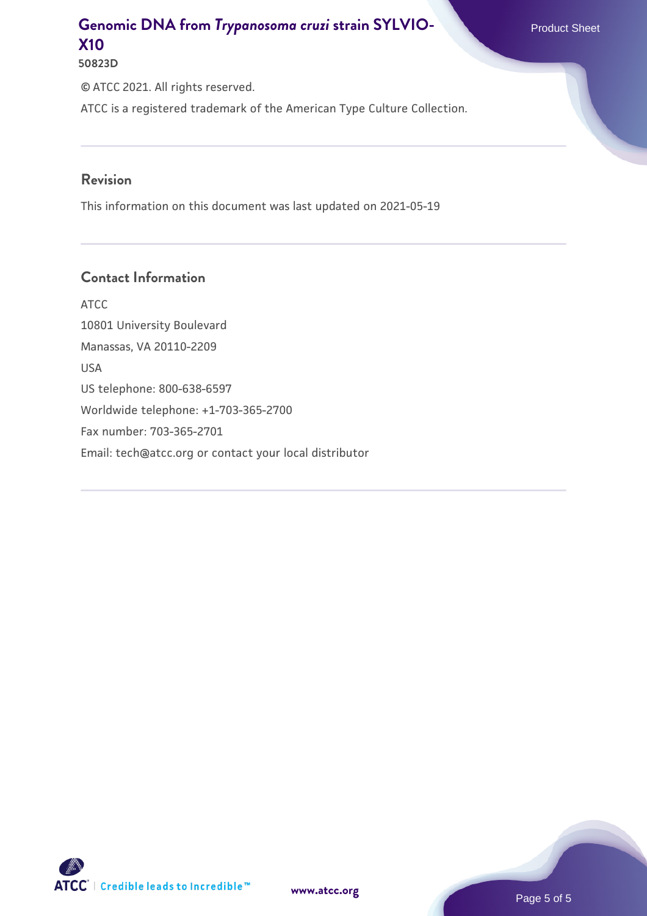© ATCC 2021. All rights reserved.

ATCC is a registered trademark of the American Type Culture Collection.

## Revision

This information on this document was last updated on 2021-05-19

## Contact Information

ATCC
10801 University Boulevard
Manassas, VA 20110-2209
USA
US telephone: 800-638-6597
Worldwide telephone: +1-703-365-2700
Fax number: 703-365-2701
Email: tech@atcc.org or contact your local distributor